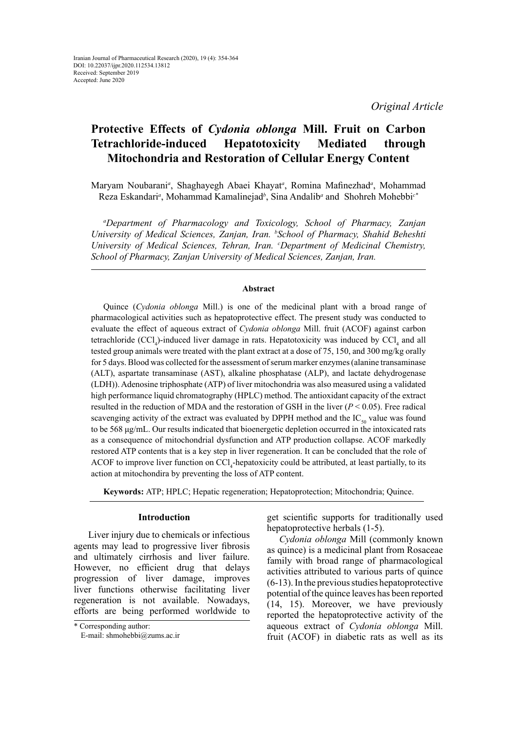Iranian Journal of Pharmaceutical Research (2020), 19 (4): 354-364
DOI: 10.22037/ijpr.2020.112534.13812
Received: September 2019
Accepted: June 2020

*Original Article*

# Protective Effects of *Cydonia oblonga* Mill. Fruit on Carbon Tetrachloride-induced Hepatotoxicity Mediated through Mitochondria and Restoration of Cellular Energy Content

Maryam Noubarani[a], Shaghayegh Abaei Khayat[a], Romina Mafinezhad[a], Mohammad Reza Eskandari[a], Mohammad Kamalinejad[b], Sina Andalib[a] and Shohreh Mohebbi[c*]

*[a]Department of Pharmacology and Toxicology, School of Pharmacy, Zanjan University of Medical Sciences, Zanjan, Iran. [b]School of Pharmacy, Shahid Beheshti University of Medical Sciences, Tehran, Iran. [c]Department of Medicinal Chemistry, School of Pharmacy, Zanjan University of Medical Sciences, Zanjan, Iran.*

## Abstract

Quince (*Cydonia oblonga* Mill.) is one of the medicinal plant with a broad range of pharmacological activities such as hepatoprotective effect. The present study was conducted to evaluate the effect of aqueous extract of *Cydonia oblonga* Mill. fruit (ACOF) against carbon tetrachloride ($CCl_4$)-induced liver damage in rats. Hepatotoxicity was induced by $CCl_4$ and all tested group animals were treated with the plant extract at a dose of 75, 150, and 300 mg/kg orally for 5 days. Blood was collected for the assessment of serum marker enzymes (alanine transaminase (ALT), aspartate transaminase (AST), alkaline phosphatase (ALP), and lactate dehydrogenase (LDH)). Adenosine triphosphate (ATP) of liver mitochondria was also measured using a validated high performance liquid chromatography (HPLC) method. The antioxidant capacity of the extract resulted in the reduction of MDA and the restoration of GSH in the liver ($P < 0.05$). Free radical scavenging activity of the extract was evaluated by DPPH method and the $IC_{50}$ value was found to be 568 µg/mL. Our results indicated that bioenergetic depletion occurred in the intoxicated rats as a consequence of mitochondrial dysfunction and ATP production collapse. ACOF markedly restored ATP contents that is a key step in liver regeneration. It can be concluded that the role of ACOF to improve liver function on $CCl_4$-hepatoxicity could be attributed, at least partially, to its action at mitochondira by preventing the loss of ATP content.

**Keywords:** ATP; HPLC; Hepatic regeneration; Hepatoprotection; Mitochondria; Quince.

## Introduction

Liver injury due to chemicals or infectious agents may lead to progressive liver fibrosis and ultimately cirrhosis and liver failure. However, no efficient drug that delays progression of liver damage, improves liver functions otherwise facilitating liver regeneration is not available. Nowadays, efforts are being performed worldwide to get scientific supports for traditionally used hepatoprotective herbals (1-5).

*Cydonia oblonga* Mill (commonly known as quince) is a medicinal plant from Rosaceae family with broad range of pharmacological activities attributed to various parts of quince (6-13). In the previous studies hepatoprotective potential of the quince leaves has been reported (14, 15). Moreover, we have previously reported the hepatoprotective activity of the aqueous extract of *Cydonia oblonga* Mill. fruit (ACOF) in diabetic rats as well as its

\* Corresponding author:
E-mail: shmohebbi@zums.ac.ir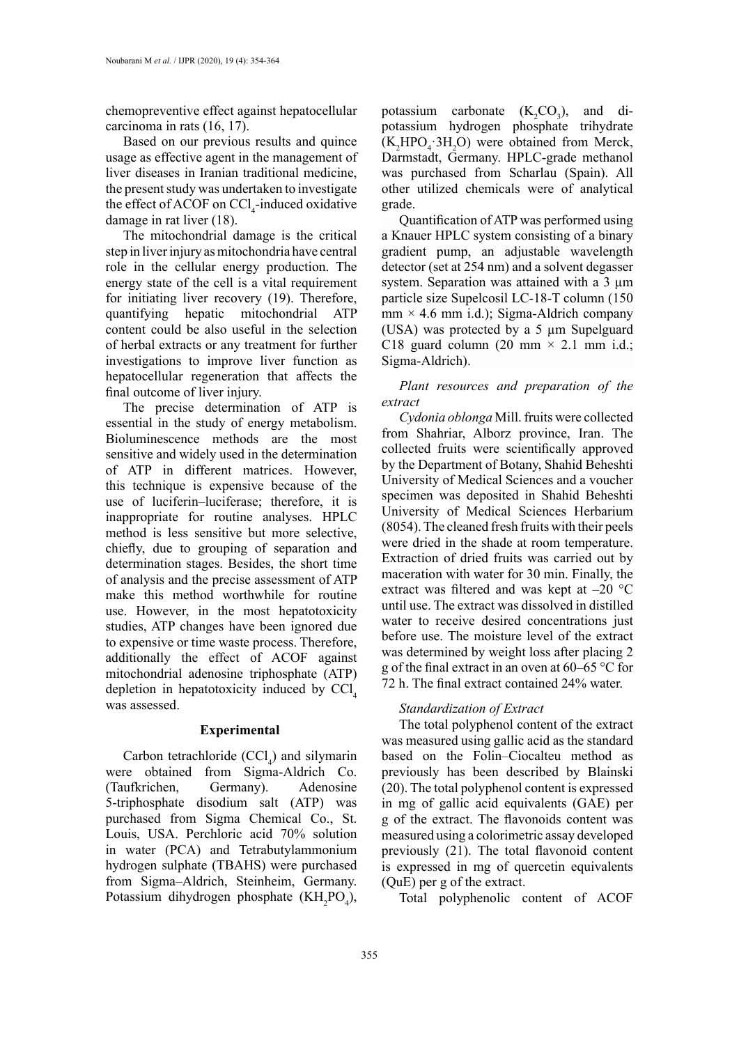chemopreventive effect against hepatocellular carcinoma in rats (16, 17).

Based on our previous results and quince usage as effective agent in the management of liver diseases in Iranian traditional medicine, the present study was undertaken to investigate the effect of ACOF on $CCl_4$-induced oxidative damage in rat liver (18).

The mitochondrial damage is the critical step in liver injury as mitochondria have central role in the cellular energy production. The energy state of the cell is a vital requirement for initiating liver recovery (19). Therefore, quantifying hepatic mitochondrial ATP content could be also useful in the selection of herbal extracts or any treatment for further investigations to improve liver function as hepatocellular regeneration that affects the final outcome of liver injury.

The precise determination of ATP is essential in the study of energy metabolism. Bioluminescence methods are the most sensitive and widely used in the determination of ATP in different matrices. However, this technique is expensive because of the use of luciferin–luciferase; therefore, it is inappropriate for routine analyses. HPLC method is less sensitive but more selective, chiefly, due to grouping of separation and determination stages. Besides, the short time of analysis and the precise assessment of ATP make this method worthwhile for routine use. However, in the most hepatotoxicity studies, ATP changes have been ignored due to expensive or time waste process. Therefore, additionally the effect of ACOF against mitochondrial adenosine triphosphate (ATP) depletion in hepatotoxicity induced by $CCl_4$ was assessed.

## Experimental

Carbon tetrachloride ($CCl_4$) and silymarin were obtained from Sigma-Aldrich Co. (Taufkrichen, Germany). Adenosine 5-triphosphate disodium salt (ATP) was purchased from Sigma Chemical Co., St. Louis, USA. Perchloric acid 70% solution in water (PCA) and Tetrabutylammonium hydrogen sulphate (TBAHS) were purchased from Sigma–Aldrich, Steinheim, Germany. Potassium dihydrogen phosphate ($KH_2PO_4$), potassium carbonate ($K_2CO_3$), and di-potassium hydrogen phosphate trihydrate ($K_2HPO_4 \cdot 3H_2O$) were obtained from Merck, Darmstadt, Germany. HPLC-grade methanol was purchased from Scharlau (Spain). All other utilized chemicals were of analytical grade.

Quantification of ATP was performed using a Knauer HPLC system consisting of a binary gradient pump, an adjustable wavelength detector (set at 254 nm) and a solvent degasser system. Separation was attained with a 3 µm particle size Supelcosil LC-18-T column (150 mm × 4.6 mm i.d.); Sigma-Aldrich company (USA) was protected by a 5 µm Supelguard C18 guard column (20 mm × 2.1 mm i.d.; Sigma-Aldrich).

### *Plant resources and preparation of the extract*

*Cydonia oblonga* Mill. fruits were collected from Shahriar, Alborz province, Iran. The collected fruits were scientifically approved by the Department of Botany, Shahid Beheshti University of Medical Sciences and a voucher specimen was deposited in Shahid Beheshti University of Medical Sciences Herbarium (8054). The cleaned fresh fruits with their peels were dried in the shade at room temperature. Extraction of dried fruits was carried out by maceration with water for 30 min. Finally, the extract was filtered and was kept at –20 °C until use. The extract was dissolved in distilled water to receive desired concentrations just before use. The moisture level of the extract was determined by weight loss after placing 2 g of the final extract in an oven at 60–65 °C for 72 h. The final extract contained 24% water.

### *Standardization of Extract*

The total polyphenol content of the extract was measured using gallic acid as the standard based on the Folin–Ciocalteu method as previously has been described by Blainski (20). The total polyphenol content is expressed in mg of gallic acid equivalents (GAE) per g of the extract. The flavonoids content was measured using a colorimetric assay developed previously (21). The total flavonoid content is expressed in mg of quercetin equivalents (QuE) per g of the extract.

Total polyphenolic content of ACOF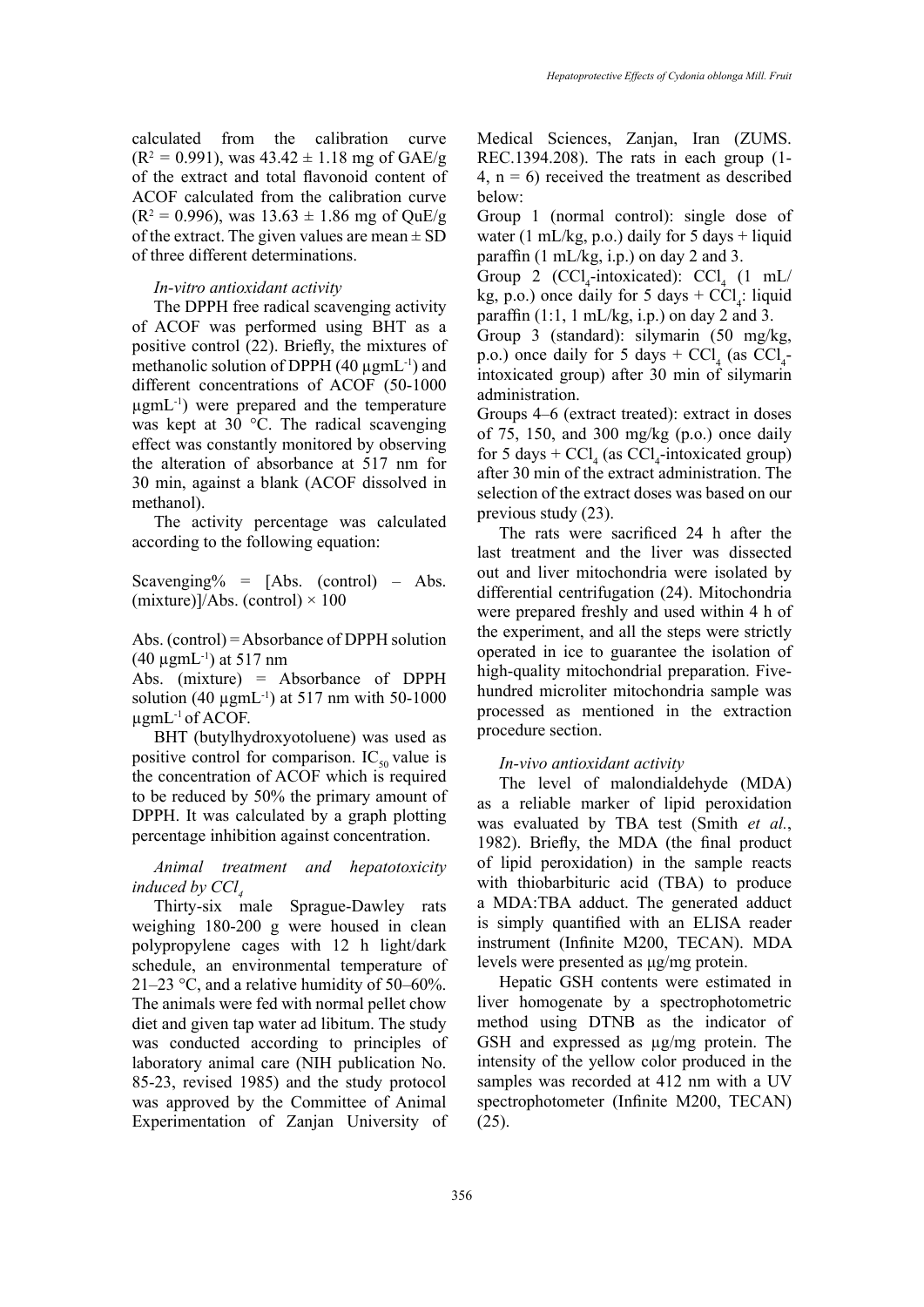calculated from the calibration curve ($R^2$ = 0.991), was 43.42 ± 1.18 mg of GAE/g of the extract and total flavonoid content of ACOF calculated from the calibration curve ($R^2$ = 0.996), was 13.63 ± 1.86 mg of QuE/g of the extract. The given values are mean ± SD of three different determinations.

### *In-vitro antioxidant activity*

The DPPH free radical scavenging activity of ACOF was performed using BHT as a positive control (22). Briefly, the mixtures of methanolic solution of DPPH (40 µgmL$^{-1}$) and different concentrations of ACOF (50-1000 µgmL$^{-1}$) were prepared and the temperature was kept at 30 °C. The radical scavenging effect was constantly monitored by observing the alteration of absorbance at 517 nm for 30 min, against a blank (ACOF dissolved in methanol).

The activity percentage was calculated according to the following equation:

Scavenging% = [Abs. (control) – Abs. (mixture)]/Abs. (control) × 100

Abs. (control) = Absorbance of DPPH solution (40 µgmL$^{-1}$) at 517 nm

Abs. (mixture) = Absorbance of DPPH solution (40 µgmL$^{-1}$) at 517 nm with 50-1000 µgmL$^{-1}$ of ACOF.

BHT (butylhydroxyotoluene) was used as positive control for comparison. $IC_{50}$ value is the concentration of ACOF which is required to be reduced by 50% the primary amount of DPPH. It was calculated by a graph plotting percentage inhibition against concentration.

### *Animal treatment and hepatotoxicity induced by $CCl_4$*

Thirty-six male Sprague-Dawley rats weighing 180-200 g were housed in clean polypropylene cages with 12 h light/dark schedule, an environmental temperature of 21–23 °C, and a relative humidity of 50–60%. The animals were fed with normal pellet chow diet and given tap water ad libitum. The study was conducted according to principles of laboratory animal care (NIH publication No. 85-23, revised 1985) and the study protocol was approved by the Committee of Animal Experimentation of Zanjan University of Medical Sciences, Zanjan, Iran (ZUMS. REC.1394.208). The rats in each group (1-4, n = 6) received the treatment as described below:

Group 1 (normal control): single dose of water (1 mL/kg, p.o.) daily for 5 days + liquid paraffin (1 mL/kg, i.p.) on day 2 and 3.

Group 2 ($CCl_4$-intoxicated): $CCl_4$ (1 mL/kg, p.o.) once daily for 5 days + $CCl_4$: liquid paraffin (1:1, 1 mL/kg, i.p.) on day 2 and 3.

Group 3 (standard): silymarin (50 mg/kg, p.o.) once daily for 5 days + $CCl_4$ (as $CCl_4$-intoxicated group) after 30 min of silymarin administration.

Groups 4–6 (extract treated): extract in doses of 75, 150, and 300 mg/kg (p.o.) once daily for 5 days + $CCl_4$ (as $CCl_4$-intoxicated group) after 30 min of the extract administration. The selection of the extract doses was based on our previous study (23).

The rats were sacrificed 24 h after the last treatment and the liver was dissected out and liver mitochondria were isolated by differential centrifugation (24). Mitochondria were prepared freshly and used within 4 h of the experiment, and all the steps were strictly operated in ice to guarantee the isolation of high-quality mitochondrial preparation. Five-hundred microliter mitochondria sample was processed as mentioned in the extraction procedure section.

### *In-vivo antioxidant activity*

The level of malondialdehyde (MDA) as a reliable marker of lipid peroxidation was evaluated by TBA test (Smith *et al.*, 1982). Briefly, the MDA (the final product of lipid peroxidation) in the sample reacts with thiobarbituric acid (TBA) to produce a MDA:TBA adduct. The generated adduct is simply quantified with an ELISA reader instrument (Infinite M200, TECAN). MDA levels were presented as µg/mg protein.

Hepatic GSH contents were estimated in liver homogenate by a spectrophotometric method using DTNB as the indicator of GSH and expressed as µg/mg protein. The intensity of the yellow color produced in the samples was recorded at 412 nm with a UV spectrophotometer (Infinite M200, TECAN) (25).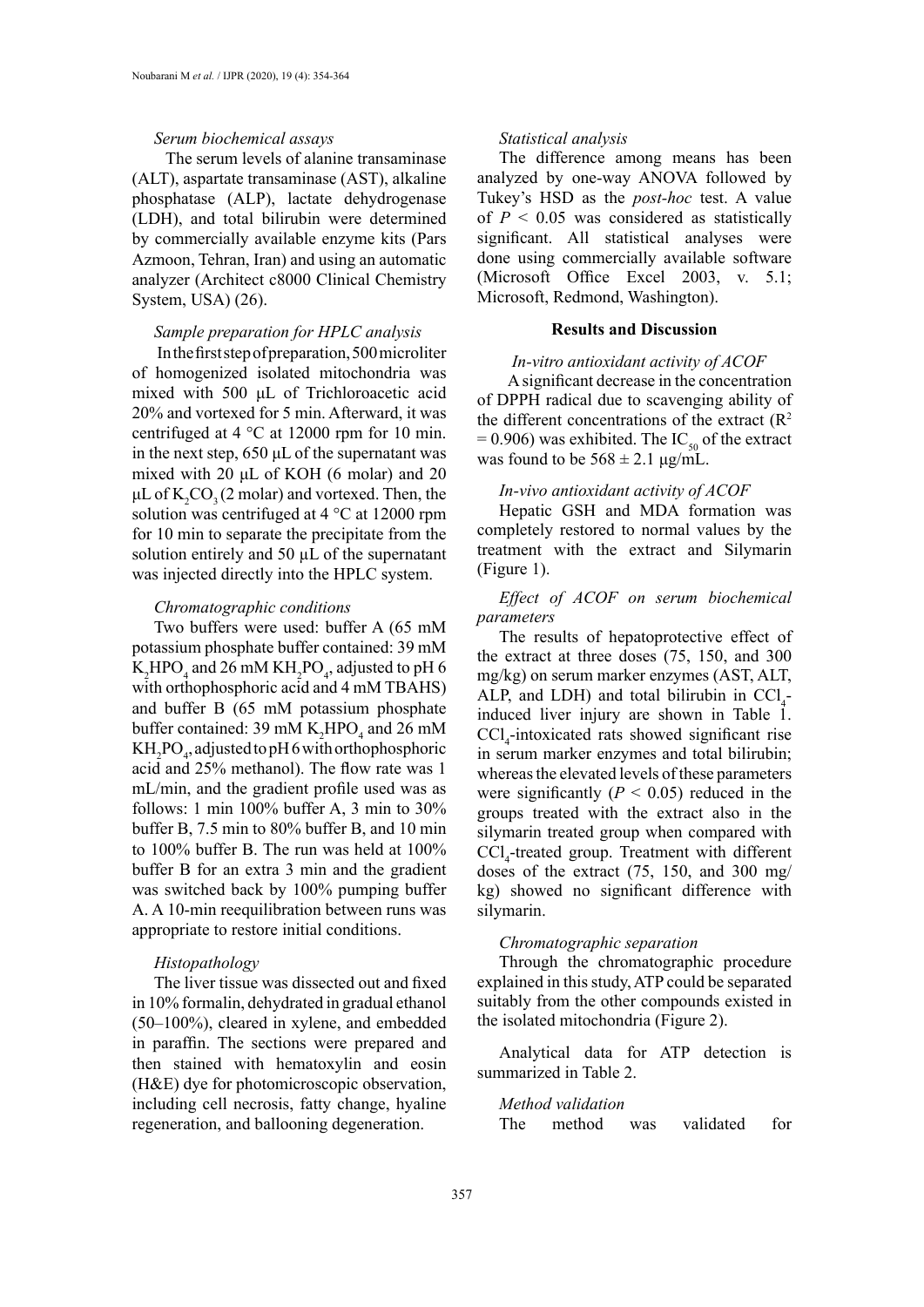### *Serum biochemical assays*

The serum levels of alanine transaminase (ALT), aspartate transaminase (AST), alkaline phosphatase (ALP), lactate dehydrogenase (LDH), and total bilirubin were determined by commercially available enzyme kits (Pars Azmoon, Tehran, Iran) and using an automatic analyzer (Architect c8000 Clinical Chemistry System, USA) (26).

### *Sample preparation for HPLC analysis*

In the first step of preparation, 500 microliter of homogenized isolated mitochondria was mixed with 500 µL of Trichloroacetic acid 20% and vortexed for 5 min. Afterward, it was centrifuged at 4 °C at 12000 rpm for 10 min. in the next step, 650 µL of the supernatant was mixed with 20 µL of KOH (6 molar) and 20 µL of $K_2CO_3$ (2 molar) and vortexed. Then, the solution was centrifuged at 4 °C at 12000 rpm for 10 min to separate the precipitate from the solution entirely and 50 µL of the supernatant was injected directly into the HPLC system.

### *Chromatographic conditions*

Two buffers were used: buffer A (65 mM potassium phosphate buffer contained: 39 mM $K_2HPO_4$ and 26 mM $KH_2PO_4$, adjusted to pH 6 with orthophosphoric acid and 4 mM TBAHS) and buffer B (65 mM potassium phosphate buffer contained: 39 mM $K_2HPO_4$ and 26 mM $KH_2PO_4$, adjusted to pH 6 with orthophosphoric acid and 25% methanol). The flow rate was 1 mL/min, and the gradient profile used was as follows: 1 min 100% buffer A, 3 min to 30% buffer B, 7.5 min to 80% buffer B, and 10 min to 100% buffer B. The run was held at 100% buffer B for an extra 3 min and the gradient was switched back by 100% pumping buffer A. A 10-min reequilibration between runs was appropriate to restore initial conditions.

### *Histopathology*

The liver tissue was dissected out and fixed in 10% formalin, dehydrated in gradual ethanol (50–100%), cleared in xylene, and embedded in paraffin. The sections were prepared and then stained with hematoxylin and eosin (H&E) dye for photomicroscopic observation, including cell necrosis, fatty change, hyaline regeneration, and ballooning degeneration.

### *Statistical analysis*

The difference among means has been analyzed by one-way ANOVA followed by Tukey's HSD as the *post-hoc* test. A value of $P < 0.05$ was considered as statistically significant. All statistical analyses were done using commercially available software (Microsoft Office Excel 2003, v. 5.1; Microsoft, Redmond, Washington).

## Results and Discussion

### *In-vitro antioxidant activity of ACOF*

A significant decrease in the concentration of DPPH radical due to scavenging ability of the different concentrations of the extract ($R^2 = 0.906$) was exhibited. The $IC_{50}$ of the extract was found to be $568 \pm 2.1$ µg/mL.

### *In-vivo antioxidant activity of ACOF*

Hepatic GSH and MDA formation was completely restored to normal values by the treatment with the extract and Silymarin (Figure 1).

### *Effect of ACOF on serum biochemical parameters*

The results of hepatoprotective effect of the extract at three doses (75, 150, and 300 mg/kg) on serum marker enzymes (AST, ALT, ALP, and LDH) and total bilirubin in $CCl_4$-induced liver injury are shown in Table 1. $CCl_4$-intoxicated rats showed significant rise in serum marker enzymes and total bilirubin; whereas the elevated levels of these parameters were significantly ($P < 0.05$) reduced in the groups treated with the extract also in the silymarin treated group when compared with $CCl_4$-treated group. Treatment with different doses of the extract (75, 150, and 300 mg/kg) showed no significant difference with silymarin.

### *Chromatographic separation*

Through the chromatographic procedure explained in this study, ATP could be separated suitably from the other compounds existed in the isolated mitochondria (Figure 2).

Analytical data for ATP detection is summarized in Table 2.

### *Method validation*

The method was validated for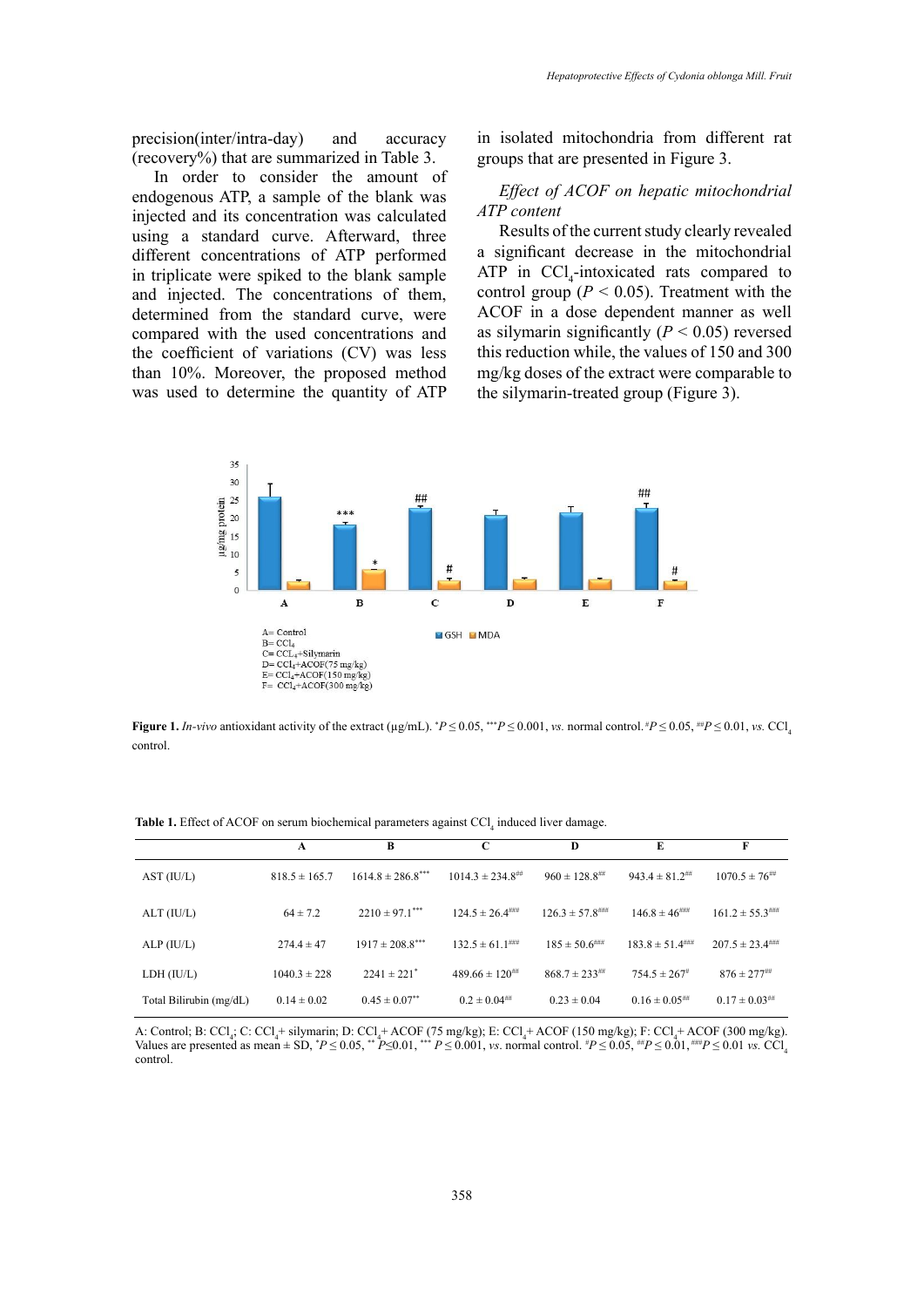precision(inter/intra-day) and accuracy (recovery%) that are summarized in Table 3.

In order to consider the amount of endogenous ATP, a sample of the blank was injected and its concentration was calculated using a standard curve. Afterward, three different concentrations of ATP performed in triplicate were spiked to the blank sample and injected. The concentrations of them, determined from the standard curve, were compared with the used concentrations and the coefficient of variations (CV) was less than 10%. Moreover, the proposed method was used to determine the quantity of ATP in isolated mitochondria from different rat groups that are presented in Figure 3.

*Effect of ACOF on hepatic mitochondrial ATP content*

Results of the current study clearly revealed a significant decrease in the mitochondrial ATP in $CCl_4$-intoxicated rats compared to control group ($P < 0.05$). Treatment with the ACOF in a dose dependent manner as well as silymarin significantly ($P < 0.05$) reversed this reduction while, the values of 150 and 300 mg/kg doses of the extract were comparable to the silymarin-treated group (Figure 3).

**Figure 1.** *In-vivo* antioxidant activity of the extract (µg/mL). $^{*}P \leq 0.05$, $^{***}P \leq 0.001$, *vs.* normal control. $^{\#}P \leq 0.05$, $^{\#\#}P \leq 0.01$, *vs.* $CCl_4$ control.

**Table 1.** Effect of ACOF on serum biochemical parameters against $CCl_4$ induced liver damage.

| | A | B | C | D | E | F |
|---|---|---|---|---|---|---|
| AST (IU/L) | 818.5 ± 165.7 | 1614.8 ± 286.8*** | 1014.3 ± 234.8## | 960 ± 128.8## | 943.4 ± 81.2## | 1070.5 ± 76## |
| ALT (IU/L) | 64 ± 7.2 | 2210 ± 97.1*** | 124.5 ± 26.4### | 126.3 ± 57.8### | 146.8 ± 46### | 161.2 ± 55.3### |
| ALP (IU/L) | 274.4 ± 47 | 1917 ± 208.8*** | 132.5 ± 61.1### | 185 ± 50.6### | 183.8 ± 51.4### | 207.5 ± 23.4### |
| LDH (IU/L) | 1040.3 ± 228 | 2241 ± 221* | 489.66 ± 120## | 868.7 ± 233## | 754.5 ± 267# | 876 ± 277## |
| Total Bilirubin (mg/dL) | 0.14 ± 0.02 | 0.45 ± 0.07** | 0.2 ± 0.04## | 0.23 ± 0.04 | 0.16 ± 0.05## | 0.17 ± 0.03## |

A: Control; B: $CCl_4$; C: $CCl_4$+ silymarin; D: $CCl_4$+ ACOF (75 mg/kg); E: $CCl_4$+ ACOF (150 mg/kg); F: $CCl_4$+ ACOF (300 mg/kg). Values are presented as mean ± SD, $^{*}P \leq 0.05$, $^{**}P \leq 0.01$, $^{***}P \leq 0.001$, *vs*. normal control. $^{\#}P \leq 0.05$, $^{\#\#}P \leq 0.01$, $^{\#\#\#}P \leq 0.01$ *vs.* $CCl_4$ control.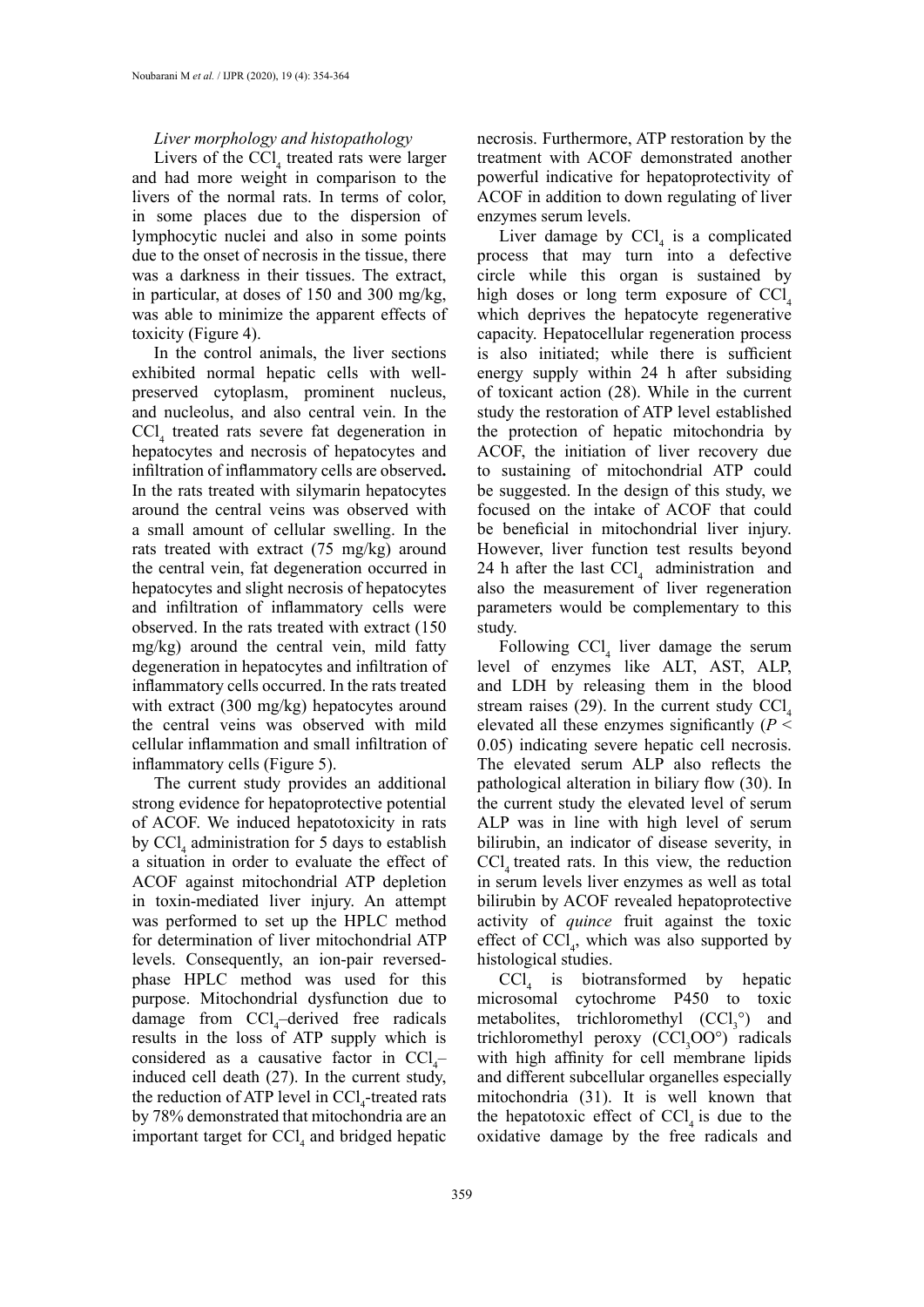*Liver morphology and histopathology*

Livers of the $CCl_4$ treated rats were larger and had more weight in comparison to the livers of the normal rats. In terms of color, in some places due to the dispersion of lymphocytic nuclei and also in some points due to the onset of necrosis in the tissue, there was a darkness in their tissues. The extract, in particular, at doses of 150 and 300 mg/kg, was able to minimize the apparent effects of toxicity (Figure 4).

In the control animals, the liver sections exhibited normal hepatic cells with well-preserved cytoplasm, prominent nucleus, and nucleolus, and also central vein. In the $CCl_4$ treated rats severe fat degeneration in hepatocytes and necrosis of hepatocytes and infiltration of inflammatory cells are observed**.** In the rats treated with silymarin hepatocytes around the central veins was observed with a small amount of cellular swelling. In the rats treated with extract (75 mg/kg) around the central vein, fat degeneration occurred in hepatocytes and slight necrosis of hepatocytes and infiltration of inflammatory cells were observed. In the rats treated with extract (150 mg/kg) around the central vein, mild fatty degeneration in hepatocytes and infiltration of inflammatory cells occurred. In the rats treated with extract (300 mg/kg) hepatocytes around the central veins was observed with mild cellular inflammation and small infiltration of inflammatory cells (Figure 5).

The current study provides an additional strong evidence for hepatoprotective potential of ACOF. We induced hepatotoxicity in rats by $CCl_4$ administration for 5 days to establish a situation in order to evaluate the effect of ACOF against mitochondrial ATP depletion in toxin-mediated liver injury. An attempt was performed to set up the HPLC method for determination of liver mitochondrial ATP levels. Consequently, an ion-pair reversed-phase HPLC method was used for this purpose. Mitochondrial dysfunction due to damage from $CCl_4$–derived free radicals results in the loss of ATP supply which is considered as a causative factor in $CCl_4$–induced cell death (27). In the current study, the reduction of ATP level in $CCl_4$-treated rats by 78% demonstrated that mitochondria are an important target for $CCl_4$ and bridged hepatic necrosis. Furthermore, ATP restoration by the treatment with ACOF demonstrated another powerful indicative for hepatoprotectivity of ACOF in addition to down regulating of liver enzymes serum levels.

Liver damage by $CCl_4$ is a complicated process that may turn into a defective circle while this organ is sustained by high doses or long term exposure of $CCl_4$ which deprives the hepatocyte regenerative capacity. Hepatocellular regeneration process is also initiated; while there is sufficient energy supply within 24 h after subsiding of toxicant action (28). While in the current study the restoration of ATP level established the protection of hepatic mitochondria by ACOF, the initiation of liver recovery due to sustaining of mitochondrial ATP could be suggested. In the design of this study, we focused on the intake of ACOF that could be beneficial in mitochondrial liver injury. However, liver function test results beyond 24 h after the last $CCl_4$ administration and also the measurement of liver regeneration parameters would be complementary to this study.

Following $CCl_4$ liver damage the serum level of enzymes like ALT, AST, ALP, and LDH by releasing them in the blood stream raises (29). In the current study $CCl_4$ elevated all these enzymes significantly ($P < 0.05$) indicating severe hepatic cell necrosis. The elevated serum ALP also reflects the pathological alteration in biliary flow (30). In the current study the elevated level of serum ALP was in line with high level of serum bilirubin, an indicator of disease severity, in $CCl_4$ treated rats. In this view, the reduction in serum levels liver enzymes as well as total bilirubin by ACOF revealed hepatoprotective activity of *quince* fruit against the toxic effect of $CCl_4$, which was also supported by histological studies.

$CCl_4$ is biotransformed by hepatic microsomal cytochrome P450 to toxic metabolites, trichloromethyl ($CCl_3°$) and trichloromethyl peroxy ($CCl_3OO°$) radicals with high affinity for cell membrane lipids and different subcellular organelles especially mitochondria (31). It is well known that the hepatotoxic effect of $CCl_4$ is due to the oxidative damage by the free radicals and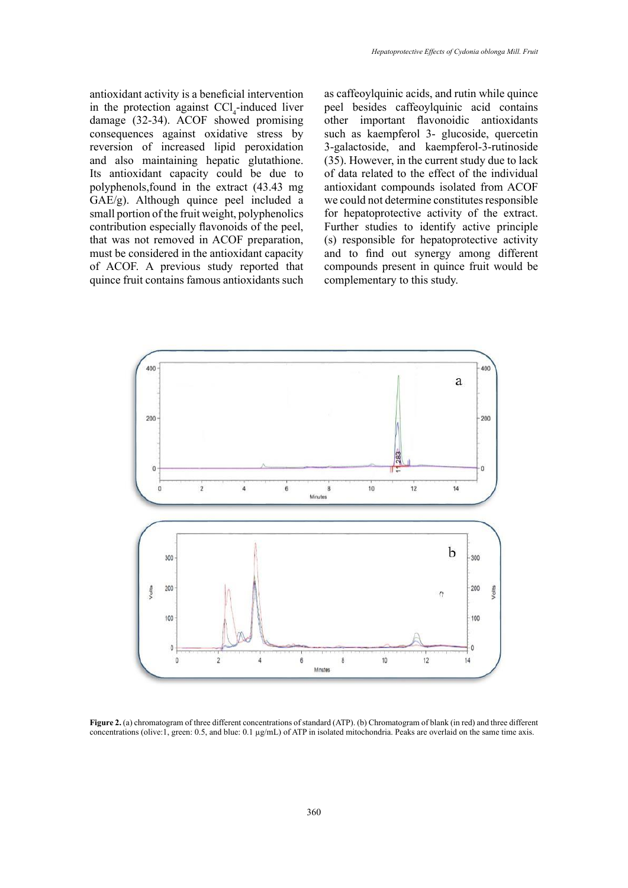antioxidant activity is a beneficial intervention in the protection against $CCl_4$-induced liver damage (32-34). ACOF showed promising consequences against oxidative stress by reversion of increased lipid peroxidation and also maintaining hepatic glutathione. Its antioxidant capacity could be due to polyphenols,found in the extract (43.43 mg GAE/g). Although quince peel included a small portion of the fruit weight, polyphenolics contribution especially flavonoids of the peel, that was not removed in ACOF preparation, must be considered in the antioxidant capacity of ACOF. A previous study reported that quince fruit contains famous antioxidants such as caffeoylquinic acids, and rutin while quince peel besides caffeoylquinic acid contains other important flavonoidic antioxidants such as kaempferol 3- glucoside, quercetin 3-galactoside, and kaempferol-3-rutinoside (35). However, in the current study due to lack of data related to the effect of the individual antioxidant compounds isolated from ACOF we could not determine constitutes responsible for hepatoprotective activity of the extract. Further studies to identify active principle (s) responsible for hepatoprotective activity and to find out synergy among different compounds present in quince fruit would be complementary to this study.

**Figure 2.** (a) chromatogram of three different concentrations of standard (ATP). (b) Chromatogram of blank (in red) and three different concentrations (olive:1, green: 0.5, and blue: 0.1 µg/mL) of ATP in isolated mitochondria. Peaks are overlaid on the same time axis.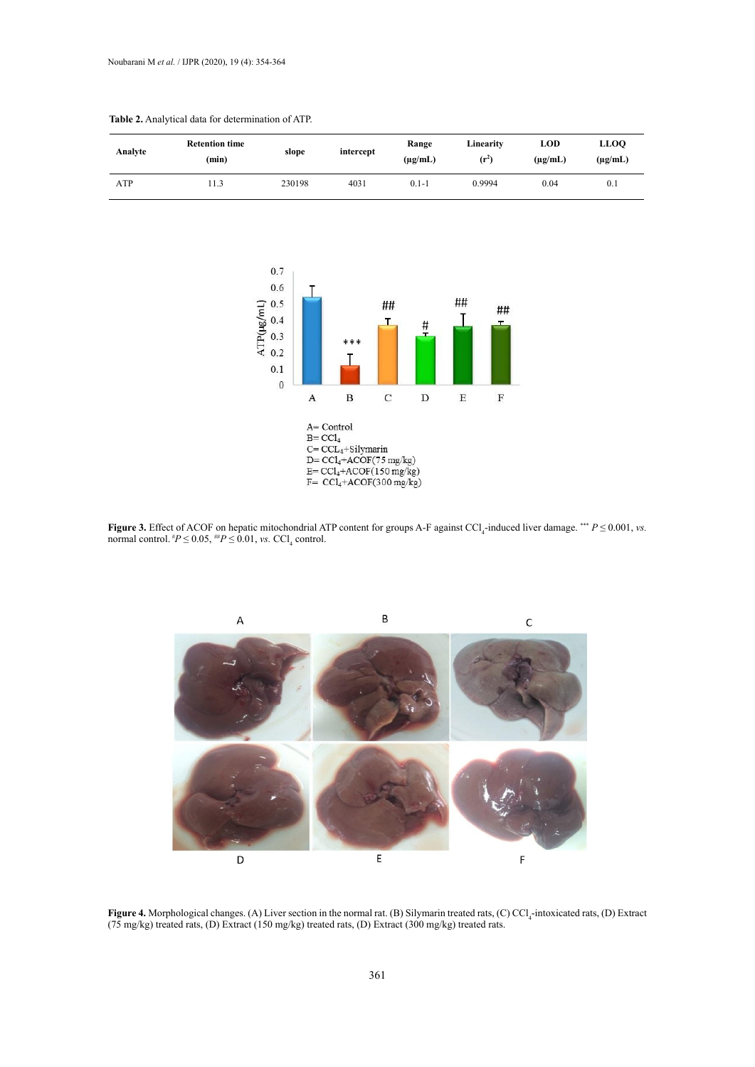**Table 2.** Analytical data for determination of ATP.

| Analyte | Retention time (min) | slope | intercept | Range (μg/mL) | Linearity ($r^2$) | LOD (μg/mL) | LLOQ (μg/mL) |
|---|---|---|---|---|---|---|---|
| ATP | 11.3 | 230198 | 4031 | 0.1-1 | 0.9994 | 0.04 | 0.1 |

**Figure 3.** Effect of ACOF on hepatic mitochondrial ATP content for groups A-F against $CCl_4$-induced liver damage. *** $P \leq 0.001$, *vs.* normal control. # $P \leq 0.05$, ## $P \leq 0.01$, *vs.* $CCl_4$ control.

**Figure 4.** Morphological changes. (A) Liver section in the normal rat. (B) Silymarin treated rats, (C) $CCl_4$-intoxicated rats, (D) Extract (75 mg/kg) treated rats, (D) Extract (150 mg/kg) treated rats, (D) Extract (300 mg/kg) treated rats.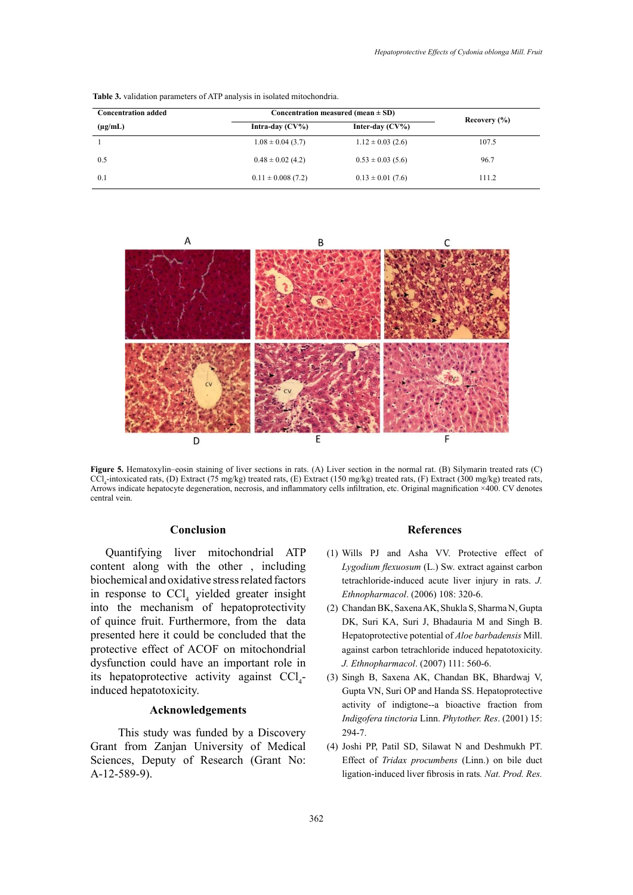**Table 3.** validation parameters of ATP analysis in isolated mitochondria.

| Concentration added (μg/mL) | Concentration measured (mean ± SD) | | Recovery (%) |
|---|---|---|---|
| | Intra-day (CV%) | Inter-day (CV%) | |
| 1 | 1.08 ± 0.04 (3.7) | 1.12 ± 0.03 (2.6) | 107.5 |
| 0.5 | 0.48 ± 0.02 (4.2) | 0.53 ± 0.03 (5.6) | 96.7 |
| 0.1 | 0.11 ± 0.008 (7.2) | 0.13 ± 0.01 (7.6) | 111.2 |

**Figure 5.** Hematoxylin–eosin staining of liver sections in rats. (A) Liver section in the normal rat. (B) Silymarin treated rats (C) $CCl_4$-intoxicated rats, (D) Extract (75 mg/kg) treated rats, (E) Extract (150 mg/kg) treated rats, (F) Extract (300 mg/kg) treated rats, Arrows indicate hepatocyte degeneration, necrosis, and inflammatory cells infiltration, etc. Original magnification ×400. CV denotes central vein.

## Conclusion

Quantifying liver mitochondrial ATP content along with the other , including biochemical and oxidative stress related factors in response to $CCl_4$ yielded greater insight into the mechanism of hepatoprotectivity of quince fruit. Furthermore, from the data presented here it could be concluded that the protective effect of ACOF on mitochondrial dysfunction could have an important role in its hepatoprotective activity against $CCl_4$-induced hepatotoxicity.

## Acknowledgements

This study was funded by a Discovery Grant from Zanjan University of Medical Sciences, Deputy of Research (Grant No: A-12-589-9).

## References

(1) Wills PJ and Asha VV. Protective effect of *Lygodium flexuosum* (L.) Sw. extract against carbon tetrachloride-induced acute liver injury in rats. *J. Ethnopharmacol*. (2006) 108: 320-6.

(2) Chandan BK, Saxena AK, Shukla S, Sharma N, Gupta DK, Suri KA, Suri J, Bhadauria M and Singh B. Hepatoprotective potential of *Aloe barbadensis* Mill. against carbon tetrachloride induced hepatotoxicity. *J. Ethnopharmacol*. (2007) 111: 560-6.

(3) Singh B, Saxena AK, Chandan BK, Bhardwaj V, Gupta VN, Suri OP and Handa SS. Hepatoprotective activity of indigtone--a bioactive fraction from *Indigofera tinctoria* Linn. *Phytother. Res*. (2001) 15: 294-7.

(4) Joshi PP, Patil SD, Silawat N and Deshmukh PT. Effect of *Tridax procumbens* (Linn.) on bile duct ligation-induced liver fibrosis in rats. *Nat. Prod. Res.*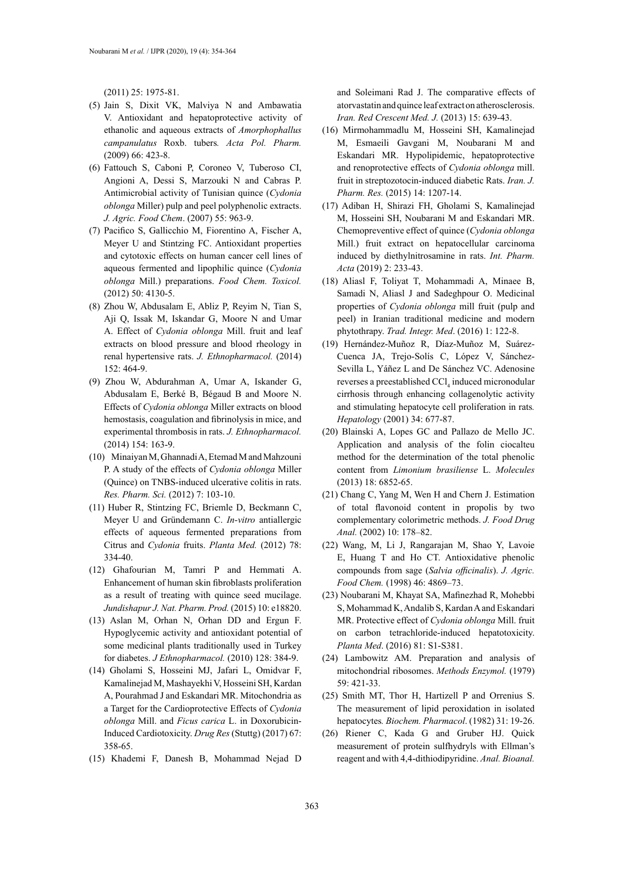(2011) 25: 1975-81.

(5) Jain S, Dixit VK, Malviya N and Ambawatia V. Antioxidant and hepatoprotective activity of ethanolic and aqueous extracts of *Amorphophallus campanulatus* Roxb. tubers*. Acta Pol. Pharm.* (2009) 66: 423-8.

(6) Fattouch S, Caboni P, Coroneo V, Tuberoso CI, Angioni A, Dessi S, Marzouki N and Cabras P. Antimicrobial activity of Tunisian quince (*Cydonia oblonga* Miller) pulp and peel polyphenolic extracts. *J. Agric. Food Chem*. (2007) 55: 963-9.

(7) Pacifico S, Gallicchio M, Fiorentino A, Fischer A, Meyer U and Stintzing FC. Antioxidant properties and cytotoxic effects on human cancer cell lines of aqueous fermented and lipophilic quince (*Cydonia oblonga* Mill.) preparations. *Food Chem. Toxicol.* (2012) 50: 4130-5.

(8) Zhou W, Abdusalam E, Abliz P, Reyim N, Tian S, Aji Q, Issak M, Iskandar G, Moore N and Umar A. Effect of *Cydonia oblonga* Mill. fruit and leaf extracts on blood pressure and blood rheology in renal hypertensive rats. *J. Ethnopharmacol.* (2014) 152: 464-9.

(9) Zhou W, Abdurahman A, Umar A, Iskander G, Abdusalam E, Berké B, Bégaud B and Moore N. Effects of *Cydonia oblonga* Miller extracts on blood hemostasis, coagulation and fibrinolysis in mice, and experimental thrombosis in rats. *J. Ethnopharmacol.* (2014) 154: 163-9.

(10) Minaiyan M, Ghannadi A, Etemad M and Mahzouni P. A study of the effects of *Cydonia oblonga* Miller (Quince) on TNBS-induced ulcerative colitis in rats. *Res. Pharm. Sci.* (2012) 7: 103-10.

(11) Huber R, Stintzing FC, Briemle D, Beckmann C, Meyer U and Gründemann C. *In-vitro* antiallergic effects of aqueous fermented preparations from Citrus and *Cydonia* fruits. *Planta Med.* (2012) 78: 334-40.

(12) Ghafourian M, Tamri P and Hemmati A. Enhancement of human skin fibroblasts proliferation as a result of treating with quince seed mucilage. *Jundishapur J. Nat. Pharm. Prod.* (2015) 10: e18820.

(13) Aslan M, Orhan N, Orhan DD and Ergun F. Hypoglycemic activity and antioxidant potential of some medicinal plants traditionally used in Turkey for diabetes. *J Ethnopharmacol.* (2010) 128: 384-9.

(14) Gholami S, Hosseini MJ, Jafari L, Omidvar F, Kamalinejad M, Mashayekhi V, Hosseini SH, Kardan A, Pourahmad J and Eskandari MR. Mitochondria as a Target for the Cardioprotective Effects of *Cydonia oblonga* Mill. and *Ficus carica* L. in Doxorubicin-Induced Cardiotoxicity. *Drug Res* (Stuttg) (2017) 67: 358-65.

(15) Khademi F, Danesh B, Mohammad Nejad D and Soleimani Rad J. The comparative effects of atorvastatin and quince leaf extract on atherosclerosis. *Iran. Red Crescent Med. J.* (2013) 15: 639-43.

(16) Mirmohammadlu M, Hosseini SH, Kamalinejad M, Esmaeili Gavgani M, Noubarani M and Eskandari MR. Hypolipidemic, hepatoprotective and renoprotective effects of *Cydonia oblonga* mill. fruit in streptozotocin-induced diabetic Rats. *Iran. J. Pharm. Res.* (2015) 14: 1207-14.

(17) Adiban H, Shirazi FH, Gholami S, Kamalinejad M, Hosseini SH, Noubarani M and Eskandari MR. Chemopreventive effect of quince (*Cydonia oblonga* Mill.) fruit extract on hepatocellular carcinoma induced by diethylnitrosamine in rats. *Int. Pharm. Acta* (2019) 2: 233-43.

(18) Aliasl F, Toliyat T, Mohammadi A, Minaee B, Samadi N, Aliasl J and Sadeghpour O. Medicinal properties of *Cydonia oblonga* mill fruit (pulp and peel) in Iranian traditional medicine and modern phytothrapy. *Trad. Integr. Med*. (2016) 1: 122-8.

(19) Hernández-Muñoz R, Díaz-Muñoz M, Suárez-Cuenca JA, Trejo-Solís C, López V, Sánchez-Sevilla L, Yáñez L and De Sánchez VC. Adenosine reverses a preestablished $CCl_4$ induced micronodular cirrhosis through enhancing collagenolytic activity and stimulating hepatocyte cell proliferation in rats*. Hepatology* (2001) 34: 677-87.

(20) Blainski A, Lopes GC and Pallazo de Mello JC. Application and analysis of the folin ciocalteu method for the determination of the total phenolic content from *Limonium brasiliense* L. *Molecules* (2013) 18: 6852-65.

(21) Chang C, Yang M, Wen H and Chern J. Estimation of total flavonoid content in propolis by two complementary colorimetric methods. *J. Food Drug Anal.* (2002) 10: 178–82.

(22) Wang, M, Li J, Rangarajan M, Shao Y, Lavoie E, Huang T and Ho CT. Antioxidative phenolic compounds from sage (*Salvia officinalis*). *J. Agric. Food Chem.* (1998) 46: 4869–73.

(23) Noubarani M, Khayat SA, Mafinezhad R, Mohebbi S, Mohammad K, Andalib S, Kardan A and Eskandari MR. Protective effect of *Cydonia oblonga* Mill. fruit on carbon tetrachloride-induced hepatotoxicity. *Planta Med*. (2016) 81: S1-S381.

(24) Lambowitz AM. Preparation and analysis of mitochondrial ribosomes. *Methods Enzymol.* (1979) 59: 421-33.

(25) Smith MT, Thor H, Hartizell P and Orrenius S. The measurement of lipid peroxidation in isolated hepatocytes*. Biochem. Pharmacol*. (1982) 31: 19-26.

(26) Riener C, Kada G and Gruber HJ. Quick measurement of protein sulfhydryls with Ellman's reagent and with 4,4-dithiodipyridine. *Anal. Bioanal.*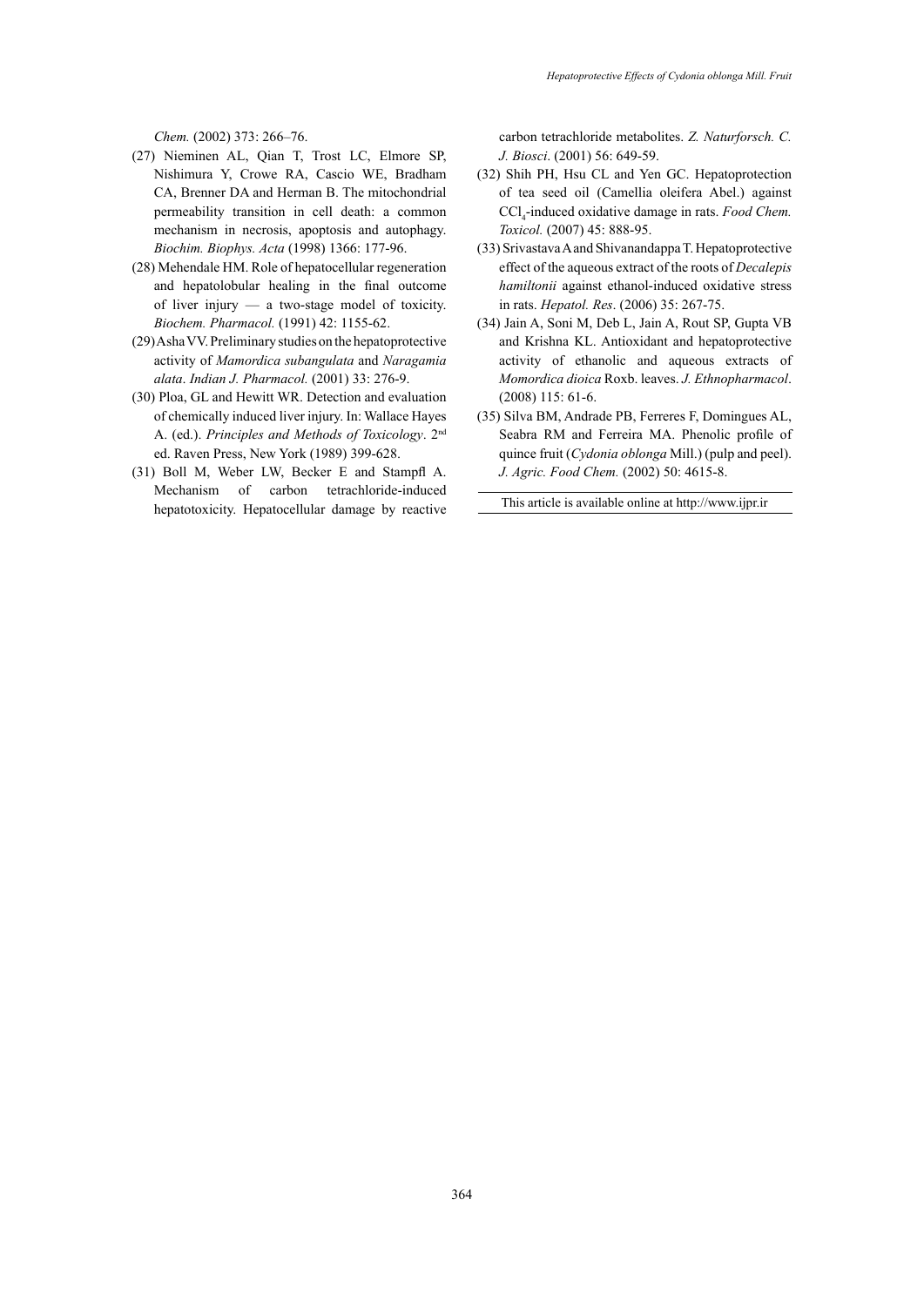*Chem.* (2002) 373: 266–76.

(27) Nieminen AL, Qian T, Trost LC, Elmore SP, Nishimura Y, Crowe RA, Cascio WE, Bradham CA, Brenner DA and Herman B. The mitochondrial permeability transition in cell death: a common mechanism in necrosis, apoptosis and autophagy. *Biochim. Biophys. Acta* (1998) 1366: 177-96.

(28) Mehendale HM. Role of hepatocellular regeneration and hepatolobular healing in the final outcome of liver injury — a two-stage model of toxicity. *Biochem. Pharmacol.* (1991) 42: 1155-62.

(29) Asha VV. Preliminary studies on the hepatoprotective activity of *Mamordica subangulata* and *Naragamia alata*. *Indian J. Pharmacol.* (2001) 33: 276-9.

(30) Ploa, GL and Hewitt WR. Detection and evaluation of chemically induced liver injury. In: Wallace Hayes A. (ed.). *Principles and Methods of Toxicology*. 2nd ed. Raven Press, New York (1989) 399-628.

(31) Boll M, Weber LW, Becker E and Stampfl A. Mechanism of carbon tetrachloride-induced hepatotoxicity. Hepatocellular damage by reactive carbon tetrachloride metabolites. *Z. Naturforsch. C. J. Biosci*. (2001) 56: 649-59.

(32) Shih PH, Hsu CL and Yen GC. Hepatoprotection of tea seed oil (Camellia oleifera Abel.) against $CCl_4$-induced oxidative damage in rats. *Food Chem. Toxicol.* (2007) 45: 888-95.

(33) Srivastava A and Shivanandappa T. Hepatoprotective effect of the aqueous extract of the roots of *Decalepis hamiltonii* against ethanol-induced oxidative stress in rats. *Hepatol. Res*. (2006) 35: 267-75.

(34) Jain A, Soni M, Deb L, Jain A, Rout SP, Gupta VB and Krishna KL. Antioxidant and hepatoprotective activity of ethanolic and aqueous extracts of *Momordica dioica* Roxb. leaves. *J. Ethnopharmacol*. (2008) 115: 61-6.

(35) Silva BM, Andrade PB, Ferreres F, Domingues AL, Seabra RM and Ferreira MA. Phenolic profile of quince fruit (*Cydonia oblonga* Mill.) (pulp and peel). *J. Agric. Food Chem.* (2002) 50: 4615-8.

This article is available online at http://www.ijpr.ir